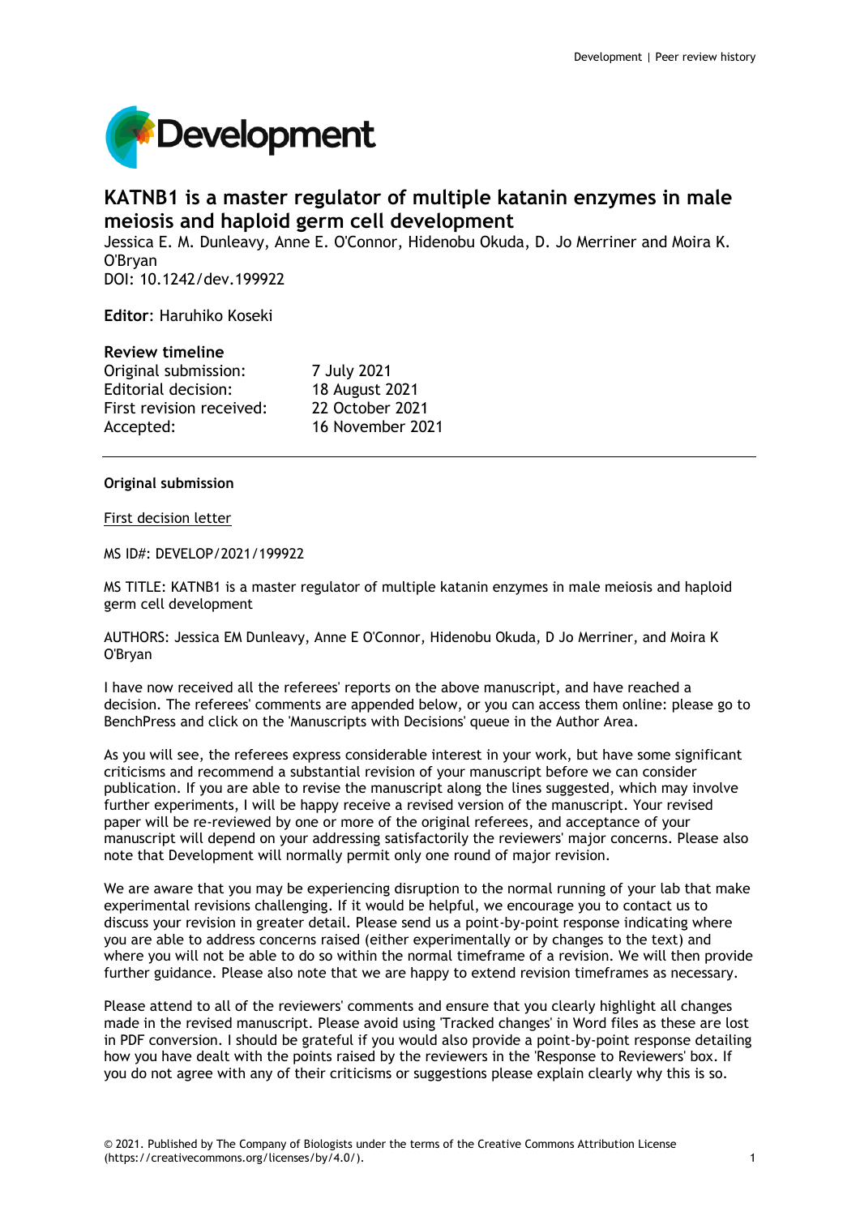# KATNB1 is a master regulator of multiple katanin enzymes in male meiosis and haploid germ cell development

Jessica E. M. Dunleavy, Anne E. O'Connor, Hidenobu Okuda, D. Jo Merriner and Moira K. O'Bryan
DOI: 10.1242/dev.199922

**Editor**: Haruhiko Koseki

**Review timeline**

| | |
|---|---|
| Original submission: | 7 July 2021 |
| Editorial decision: | 18 August 2021 |
| First revision received: | 22 October 2021 |
| Accepted: | 16 November 2021 |

---

**Original submission**

First decision letter

MS ID#: DEVELOP/2021/199922

MS TITLE: KATNB1 is a master regulator of multiple katanin enzymes in male meiosis and haploid germ cell development

AUTHORS: Jessica EM Dunleavy, Anne E O'Connor, Hidenobu Okuda, D Jo Merriner, and Moira K O'Bryan

I have now received all the referees' reports on the above manuscript, and have reached a decision. The referees' comments are appended below, or you can access them online: please go to BenchPress and click on the 'Manuscripts with Decisions' queue in the Author Area.

As you will see, the referees express considerable interest in your work, but have some significant criticisms and recommend a substantial revision of your manuscript before we can consider publication. If you are able to revise the manuscript along the lines suggested, which may involve further experiments, I will be happy receive a revised version of the manuscript. Your revised paper will be re-reviewed by one or more of the original referees, and acceptance of your manuscript will depend on your addressing satisfactorily the reviewers' major concerns. Please also note that Development will normally permit only one round of major revision.

We are aware that you may be experiencing disruption to the normal running of your lab that make experimental revisions challenging. If it would be helpful, we encourage you to contact us to discuss your revision in greater detail. Please send us a point-by-point response indicating where you are able to address concerns raised (either experimentally or by changes to the text) and where you will not be able to do so within the normal timeframe of a revision. We will then provide further guidance. Please also note that we are happy to extend revision timeframes as necessary.

Please attend to all of the reviewers' comments and ensure that you clearly highlight all changes made in the revised manuscript. Please avoid using 'Tracked changes' in Word files as these are lost in PDF conversion. I should be grateful if you would also provide a point-by-point response detailing how you have dealt with the points raised by the reviewers in the 'Response to Reviewers' box. If you do not agree with any of their criticisms or suggestions please explain clearly why this is so.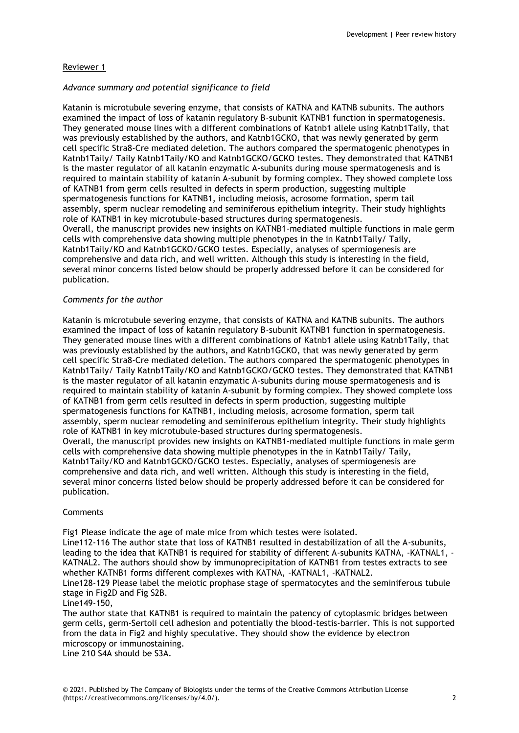## Reviewer 1

### *Advance summary and potential significance to field*

Katanin is microtubule severing enzyme, that consists of KATNA and KATNB subunits. The authors examined the impact of loss of katanin regulatory B-subunit KATNB1 function in spermatogenesis. They generated mouse lines with a different combinations of Katnb1 allele using Katnb1Taily, that was previously established by the authors, and Katnb1GCKO, that was newly generated by germ cell specific Stra8-Cre mediated deletion. The authors compared the spermatogenic phenotypes in Katnb1Taily/ Taily Katnb1Taily/KO and Katnb1GCKO/GCKO testes. They demonstrated that KATNB1 is the master regulator of all katanin enzymatic A-subunits during mouse spermatogenesis and is required to maintain stability of katanin A-subunit by forming complex. They showed complete loss of KATNB1 from germ cells resulted in defects in sperm production, suggesting multiple spermatogenesis functions for KATNB1, including meiosis, acrosome formation, sperm tail assembly, sperm nuclear remodeling and seminiferous epithelium integrity. Their study highlights role of KATNB1 in key microtubule-based structures during spermatogenesis.

Overall, the manuscript provides new insights on KATNB1-mediated multiple functions in male germ cells with comprehensive data showing multiple phenotypes in the in Katnb1Taily/ Taily, Katnb1Taily/KO and Katnb1GCKO/GCKO testes. Especially, analyses of spermiogenesis are comprehensive and data rich, and well written. Although this study is interesting in the field, several minor concerns listed below should be properly addressed before it can be considered for publication.

### *Comments for the author*

Katanin is microtubule severing enzyme, that consists of KATNA and KATNB subunits. The authors examined the impact of loss of katanin regulatory B-subunit KATNB1 function in spermatogenesis. They generated mouse lines with a different combinations of Katnb1 allele using Katnb1Taily, that was previously established by the authors, and Katnb1GCKO, that was newly generated by germ cell specific Stra8-Cre mediated deletion. The authors compared the spermatogenic phenotypes in Katnb1Taily/ Taily Katnb1Taily/KO and Katnb1GCKO/GCKO testes. They demonstrated that KATNB1 is the master regulator of all katanin enzymatic A-subunits during mouse spermatogenesis and is required to maintain stability of katanin A-subunit by forming complex. They showed complete loss of KATNB1 from germ cells resulted in defects in sperm production, suggesting multiple spermatogenesis functions for KATNB1, including meiosis, acrosome formation, sperm tail assembly, sperm nuclear remodeling and seminiferous epithelium integrity. Their study highlights role of KATNB1 in key microtubule-based structures during spermatogenesis.

Overall, the manuscript provides new insights on KATNB1-mediated multiple functions in male germ cells with comprehensive data showing multiple phenotypes in the in Katnb1Taily/ Taily, Katnb1Taily/KO and Katnb1GCKO/GCKO testes. Especially, analyses of spermiogenesis are comprehensive and data rich, and well written. Although this study is interesting in the field, several minor concerns listed below should be properly addressed before it can be considered for publication.

Comments

Fig1 Please indicate the age of male mice from which testes were isolated.

Line112-116 The author state that loss of KATNB1 resulted in destabilization of all the A-subunits, leading to the idea that KATNB1 is required for stability of different A-subunits KATNA, -KATNAL1, -KATNAL2. The authors should show by immunoprecipitation of KATNB1 from testes extracts to see whether KATNB1 forms different complexes with KATNA, -KATNAL1, -KATNAL2.

Line128-129 Please label the meiotic prophase stage of spermatocytes and the seminiferous tubule stage in Fig2D and Fig S2B.

Line149-150,

The author state that KATNB1 is required to maintain the patency of cytoplasmic bridges between germ cells, germ-Sertoli cell adhesion and potentially the blood-testis-barrier. This is not supported from the data in Fig2 and highly speculative. They should show the evidence by electron microscopy or immunostaining.

Line 210 S4A should be S3A.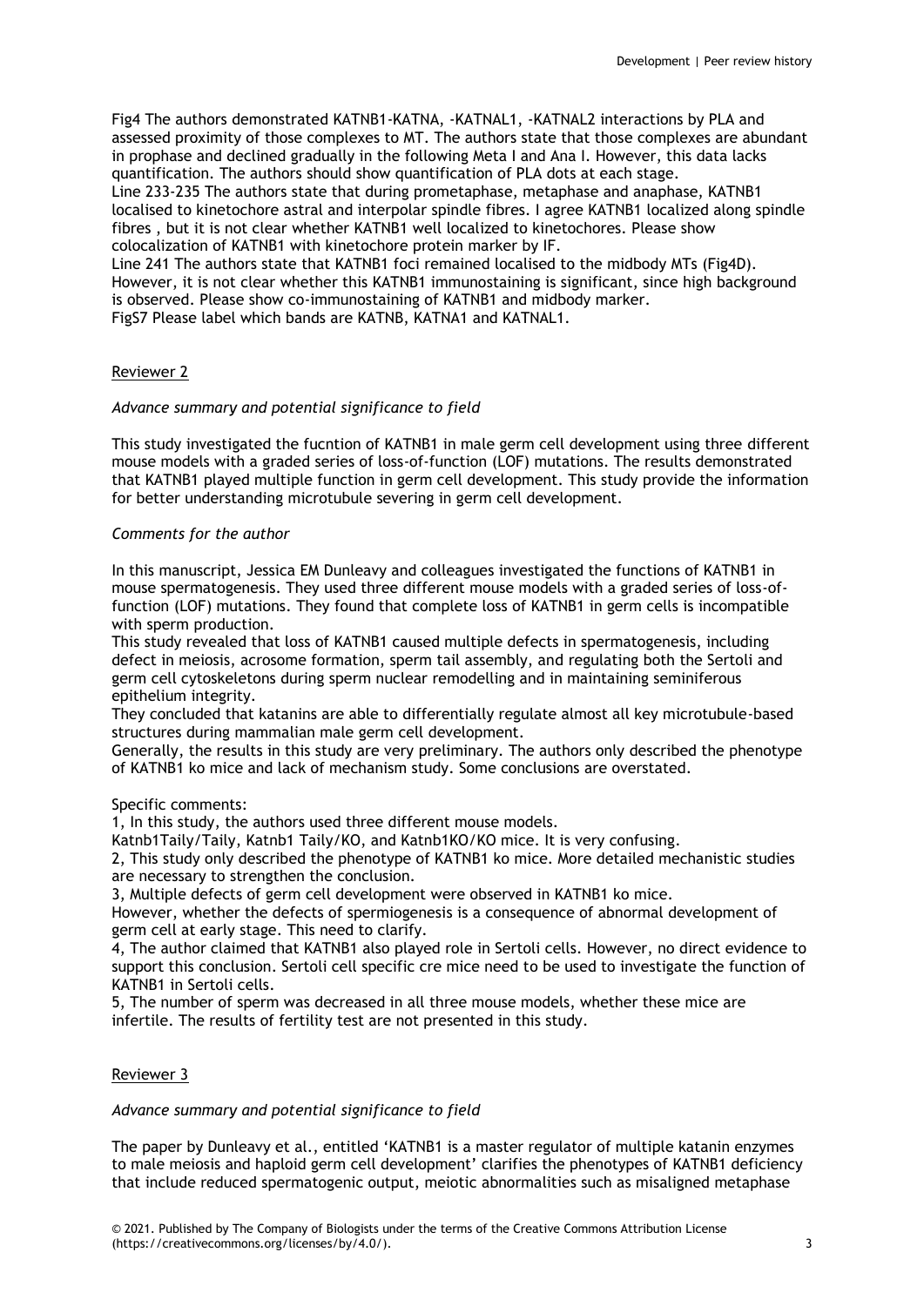Fig4 The authors demonstrated KATNB1-KATNA, -KATNAL1, -KATNAL2 interactions by PLA and assessed proximity of those complexes to MT. The authors state that those complexes are abundant in prophase and declined gradually in the following Meta I and Ana I. However, this data lacks quantification. The authors should show quantification of PLA dots at each stage.
Line 233-235 The authors state that during prometaphase, metaphase and anaphase, KATNB1 localised to kinetochore astral and interpolar spindle fibres. I agree KATNB1 localized along spindle fibres , but it is not clear whether KATNB1 well localized to kinetochores. Please show colocalization of KATNB1 with kinetochore protein marker by IF.
Line 241 The authors state that KATNB1 foci remained localised to the midbody MTs (Fig4D). However, it is not clear whether this KATNB1 immunostaining is significant, since high background is observed. Please show co-immunostaining of KATNB1 and midbody marker.
FigS7 Please label which bands are KATNB, KATNA1 and KATNAL1.

## Reviewer 2

*Advance summary and potential significance to field*

This study investigated the fucntion of KATNB1 in male germ cell development using three different mouse models with a graded series of loss-of-function (LOF) mutations. The results demonstrated that KATNB1 played multiple function in germ cell development. This study provide the information for better understanding microtubule severing in germ cell development.

*Comments for the author*

In this manuscript, Jessica EM Dunleavy and colleagues investigated the functions of KATNB1 in mouse spermatogenesis. They used three different mouse models with a graded series of loss-of-function (LOF) mutations. They found that complete loss of KATNB1 in germ cells is incompatible with sperm production.
This study revealed that loss of KATNB1 caused multiple defects in spermatogenesis, including defect in meiosis, acrosome formation, sperm tail assembly, and regulating both the Sertoli and germ cell cytoskeletons during sperm nuclear remodelling and in maintaining seminiferous epithelium integrity.
They concluded that katanins are able to differentially regulate almost all key microtubule-based structures during mammalian male germ cell development.
Generally, the results in this study are very preliminary. The authors only described the phenotype of KATNB1 ko mice and lack of mechanism study. Some conclusions are overstated.

Specific comments:
1, In this study, the authors used three different mouse models.
Katnb1Taily/Taily, Katnb1 Taily/KO, and Katnb1KO/KO mice. It is very confusing.
2, This study only described the phenotype of KATNB1 ko mice. More detailed mechanistic studies are necessary to strengthen the conclusion.
3, Multiple defects of germ cell development were observed in KATNB1 ko mice.
However, whether the defects of spermiogenesis is a consequence of abnormal development of germ cell at early stage. This need to clarify.
4, The author claimed that KATNB1 also played role in Sertoli cells. However, no direct evidence to support this conclusion. Sertoli cell specific cre mice need to be used to investigate the function of KATNB1 in Sertoli cells.
5, The number of sperm was decreased in all three mouse models, whether these mice are infertile. The results of fertility test are not presented in this study.

## Reviewer 3

*Advance summary and potential significance to field*

The paper by Dunleavy et al., entitled 'KATNB1 is a master regulator of multiple katanin enzymes to male meiosis and haploid germ cell development' clarifies the phenotypes of KATNB1 deficiency that include reduced spermatogenic output, meiotic abnormalities such as misaligned metaphase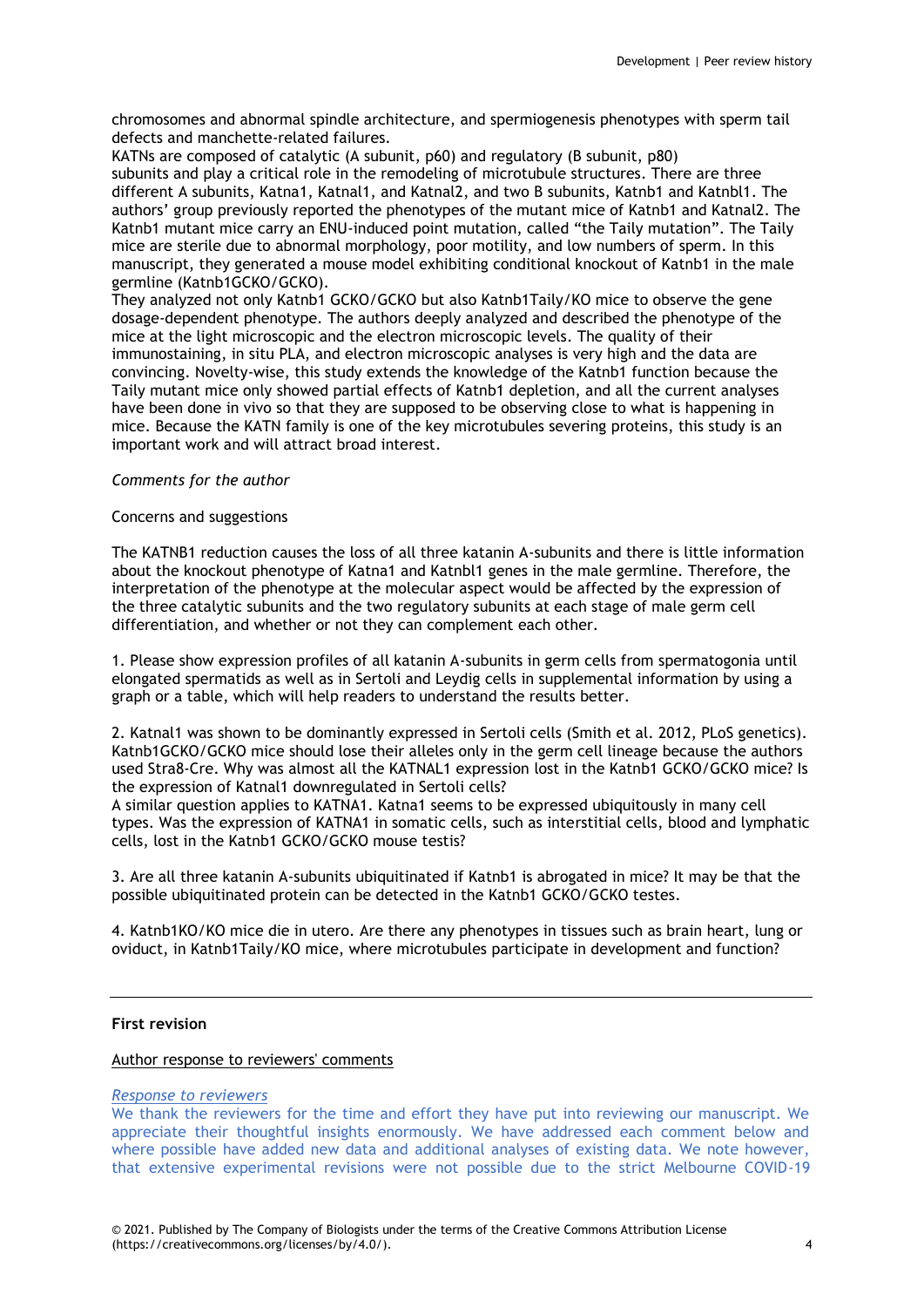chromosomes and abnormal spindle architecture, and spermiogenesis phenotypes with sperm tail defects and manchette-related failures.

KATNs are composed of catalytic (A subunit, p60) and regulatory (B subunit, p80) subunits and play a critical role in the remodeling of microtubule structures. There are three different A subunits, Katna1, Katnal1, and Katnal2, and two B subunits, Katnb1 and Katnbl1. The authors' group previously reported the phenotypes of the mutant mice of Katnb1 and Katnal2. The Katnb1 mutant mice carry an ENU-induced point mutation, called "the Taily mutation". The Taily mice are sterile due to abnormal morphology, poor motility, and low numbers of sperm. In this manuscript, they generated a mouse model exhibiting conditional knockout of Katnb1 in the male germline (Katnb1GCKO/GCKO).

They analyzed not only Katnb1 GCKO/GCKO but also Katnb1Taily/KO mice to observe the gene dosage-dependent phenotype. The authors deeply analyzed and described the phenotype of the mice at the light microscopic and the electron microscopic levels. The quality of their immunostaining, in situ PLA, and electron microscopic analyses is very high and the data are convincing. Novelty-wise, this study extends the knowledge of the Katnb1 function because the Taily mutant mice only showed partial effects of Katnb1 depletion, and all the current analyses have been done in vivo so that they are supposed to be observing close to what is happening in mice. Because the KATN family is one of the key microtubules severing proteins, this study is an important work and will attract broad interest.

*Comments for the author*

Concerns and suggestions

The KATNB1 reduction causes the loss of all three katanin A-subunits and there is little information about the knockout phenotype of Katna1 and Katnbl1 genes in the male germline. Therefore, the interpretation of the phenotype at the molecular aspect would be affected by the expression of the three catalytic subunits and the two regulatory subunits at each stage of male germ cell differentiation, and whether or not they can complement each other.

1. Please show expression profiles of all katanin A-subunits in germ cells from spermatogonia until elongated spermatids as well as in Sertoli and Leydig cells in supplemental information by using a graph or a table, which will help readers to understand the results better.

2. Katnal1 was shown to be dominantly expressed in Sertoli cells (Smith et al. 2012, PLoS genetics). Katnb1GCKO/GCKO mice should lose their alleles only in the germ cell lineage because the authors used Stra8-Cre. Why was almost all the KATNAL1 expression lost in the Katnb1 GCKO/GCKO mice? Is the expression of Katnal1 downregulated in Sertoli cells?
A similar question applies to KATNA1. Katna1 seems to be expressed ubiquitously in many cell types. Was the expression of KATNA1 in somatic cells, such as interstitial cells, blood and lymphatic cells, lost in the Katnb1 GCKO/GCKO mouse testis?

3. Are all three katanin A-subunits ubiquitinated if Katnb1 is abrogated in mice? It may be that the possible ubiquitinated protein can be detected in the Katnb1 GCKO/GCKO testes.

4. Katnb1KO/KO mice die in utero. Are there any phenotypes in tissues such as brain heart, lung or oviduct, in Katnb1Taily/KO mice, where microtubules participate in development and function?

---

**First revision**

Author response to reviewers' comments

*Response to reviewers*

We thank the reviewers for the time and effort they have put into reviewing our manuscript. We appreciate their thoughtful insights enormously. We have addressed each comment below and where possible have added new data and additional analyses of existing data. We note however, that extensive experimental revisions were not possible due to the strict Melbourne COVID-19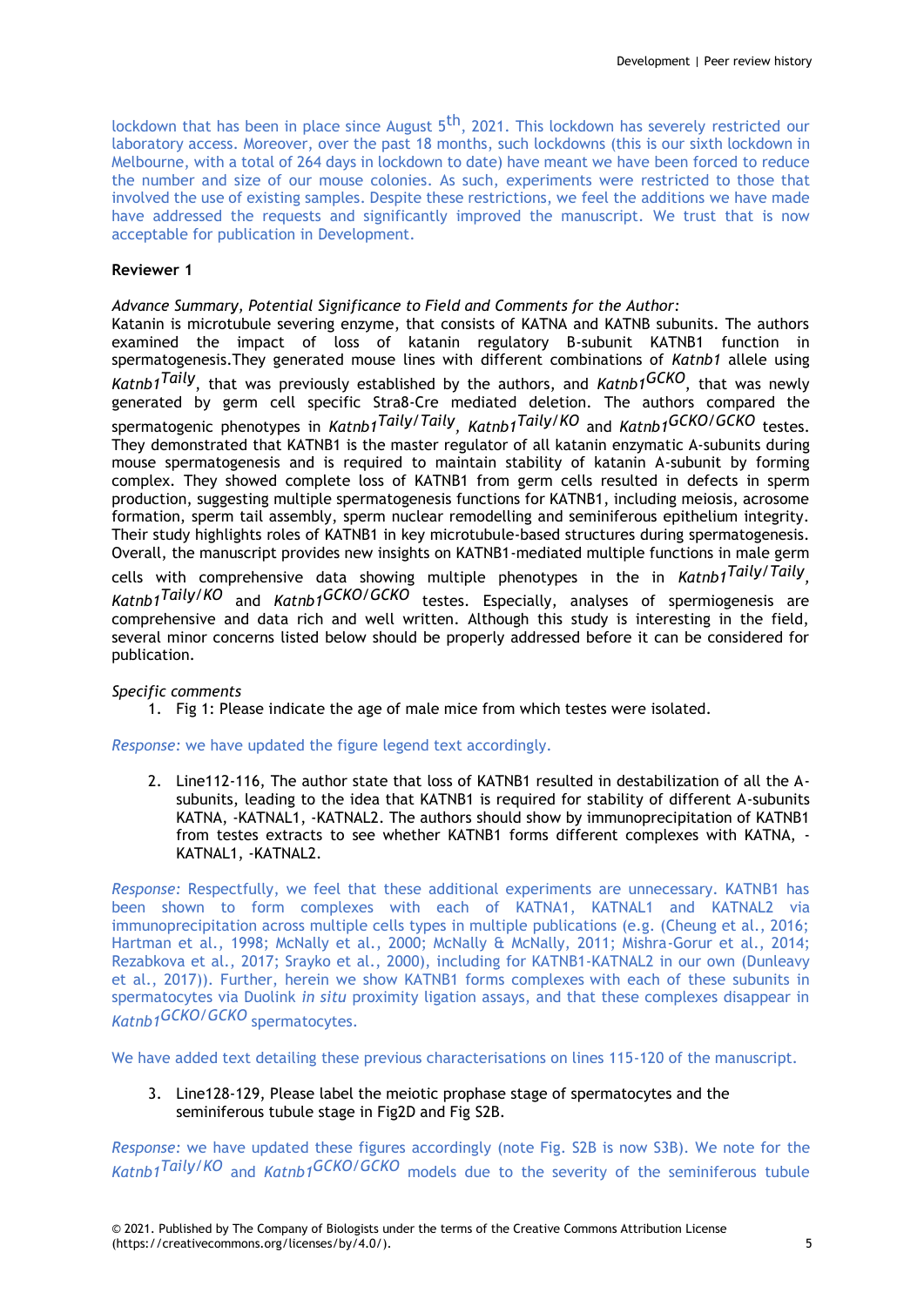lockdown that has been in place since August 5th, 2021. This lockdown has severely restricted our laboratory access. Moreover, over the past 18 months, such lockdowns (this is our sixth lockdown in Melbourne, with a total of 264 days in lockdown to date) have meant we have been forced to reduce the number and size of our mouse colonies. As such, experiments were restricted to those that involved the use of existing samples. Despite these restrictions, we feel the additions we have made have addressed the requests and significantly improved the manuscript. We trust that is now acceptable for publication in Development.

**Reviewer 1**

*Advance Summary, Potential Significance to Field and Comments for the Author:*

Katanin is microtubule severing enzyme, that consists of KATNA and KATNB subunits. The authors examined the impact of loss of katanin regulatory B-subunit KATNB1 function in spermatogenesis.They generated mouse lines with different combinations of *Katnb1* allele using *Katnb1$^{Taily}$*, that was previously established by the authors, and *Katnb1$^{GCKO}$*, that was newly generated by germ cell specific Stra8-Cre mediated deletion. The authors compared the spermatogenic phenotypes in *Katnb1$^{Taily/Taily}$*, *Katnb1$^{Taily/KO}$* and *Katnb1$^{GCKO/GCKO}$* testes. They demonstrated that KATNB1 is the master regulator of all katanin enzymatic A-subunits during mouse spermatogenesis and is required to maintain stability of katanin A-subunit by forming complex. They showed complete loss of KATNB1 from germ cells resulted in defects in sperm production, suggesting multiple spermatogenesis functions for KATNB1, including meiosis, acrosome formation, sperm tail assembly, sperm nuclear remodelling and seminiferous epithelium integrity. Their study highlights roles of KATNB1 in key microtubule-based structures during spermatogenesis. Overall, the manuscript provides new insights on KATNB1-mediated multiple functions in male germ cells with comprehensive data showing multiple phenotypes in the in *Katnb1$^{Taily/Taily}$*, *Katnb1$^{Taily/KO}$* and *Katnb1$^{GCKO/GCKO}$* testes. Especially, analyses of spermiogenesis are comprehensive and data rich and well written. Although this study is interesting in the field, several minor concerns listed below should be properly addressed before it can be considered for publication.

*Specific comments*

1. Fig 1: Please indicate the age of male mice from which testes were isolated.

*Response:* we have updated the figure legend text accordingly.

2. Line112-116, The author state that loss of KATNB1 resulted in destabilization of all the A-subunits, leading to the idea that KATNB1 is required for stability of different A-subunits KATNA, -KATNAL1, -KATNAL2. The authors should show by immunoprecipitation of KATNB1 from testes extracts to see whether KATNB1 forms different complexes with KATNA, -KATNAL1, -KATNAL2.

*Response:* Respectfully, we feel that these additional experiments are unnecessary. KATNB1 has been shown to form complexes with each of KATNA1, KATNAL1 and KATNAL2 via immunoprecipitation across multiple cells types in multiple publications (e.g. (Cheung et al., 2016; Hartman et al., 1998; McNally et al., 2000; McNally & McNally, 2011; Mishra-Gorur et al., 2014; Rezabkova et al., 2017; Srayko et al., 2000), including for KATNB1-KATNAL2 in our own (Dunleavy et al., 2017)). Further, herein we show KATNB1 forms complexes with each of these subunits in spermatocytes via Duolink *in situ* proximity ligation assays, and that these complexes disappear in *Katnb1$^{GCKO/GCKO}$* spermatocytes.

We have added text detailing these previous characterisations on lines 115-120 of the manuscript.

3. Line128-129, Please label the meiotic prophase stage of spermatocytes and the seminiferous tubule stage in Fig2D and Fig S2B.

*Response:* we have updated these figures accordingly (note Fig. S2B is now S3B). We note for the *Katnb1$^{Taily/KO}$* and *Katnb1$^{GCKO/GCKO}$* models due to the severity of the seminiferous tubule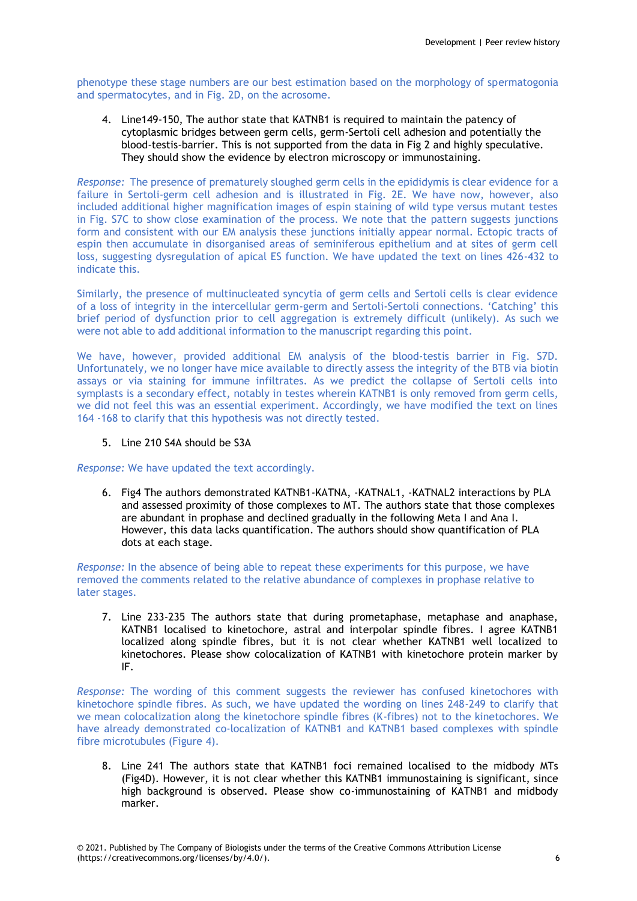phenotype these stage numbers are our best estimation based on the morphology of spermatogonia and spermatocytes, and in Fig. 2D, on the acrosome.

4. Line149-150, The author state that KATNB1 is required to maintain the patency of cytoplasmic bridges between germ cells, germ-Sertoli cell adhesion and potentially the blood-testis-barrier. This is not supported from the data in Fig 2 and highly speculative. They should show the evidence by electron microscopy or immunostaining.

*Response:* The presence of prematurely sloughed germ cells in the epididymis is clear evidence for a failure in Sertoli-germ cell adhesion and is illustrated in Fig. 2E. We have now, however, also included additional higher magnification images of espin staining of wild type versus mutant testes in Fig. S7C to show close examination of the process. We note that the pattern suggests junctions form and consistent with our EM analysis these junctions initially appear normal. Ectopic tracts of espin then accumulate in disorganised areas of seminiferous epithelium and at sites of germ cell loss, suggesting dysregulation of apical ES function. We have updated the text on lines 426-432 to indicate this.

Similarly, the presence of multinucleated syncytia of germ cells and Sertoli cells is clear evidence of a loss of integrity in the intercellular germ-germ and Sertoli-Sertoli connections. 'Catching' this brief period of dysfunction prior to cell aggregation is extremely difficult (unlikely). As such we were not able to add additional information to the manuscript regarding this point.

We have, however, provided additional EM analysis of the blood-testis barrier in Fig. S7D. Unfortunately, we no longer have mice available to directly assess the integrity of the BTB via biotin assays or via staining for immune infiltrates. As we predict the collapse of Sertoli cells into symplasts is a secondary effect, notably in testes wherein KATNB1 is only removed from germ cells, we did not feel this was an essential experiment. Accordingly, we have modified the text on lines 164 -168 to clarify that this hypothesis was not directly tested.

5. Line 210 S4A should be S3A

*Response:* We have updated the text accordingly.

6. Fig4 The authors demonstrated KATNB1-KATNA, -KATNAL1, -KATNAL2 interactions by PLA and assessed proximity of those complexes to MT. The authors state that those complexes are abundant in prophase and declined gradually in the following Meta I and Ana I. However, this data lacks quantification. The authors should show quantification of PLA dots at each stage.

*Response:* In the absence of being able to repeat these experiments for this purpose, we have removed the comments related to the relative abundance of complexes in prophase relative to later stages.

7. Line 233-235 The authors state that during prometaphase, metaphase and anaphase, KATNB1 localised to kinetochore, astral and interpolar spindle fibres. I agree KATNB1 localized along spindle fibres, but it is not clear whether KATNB1 well localized to kinetochores. Please show colocalization of KATNB1 with kinetochore protein marker by IF.

*Response:* The wording of this comment suggests the reviewer has confused kinetochores with kinetochore spindle fibres. As such, we have updated the wording on lines 248-249 to clarify that we mean colocalization along the kinetochore spindle fibres (K-fibres) not to the kinetochores. We have already demonstrated co-localization of KATNB1 and KATNB1 based complexes with spindle fibre microtubules (Figure 4).

8. Line 241 The authors state that KATNB1 foci remained localised to the midbody MTs (Fig4D). However, it is not clear whether this KATNB1 immunostaining is significant, since high background is observed. Please show co-immunostaining of KATNB1 and midbody marker.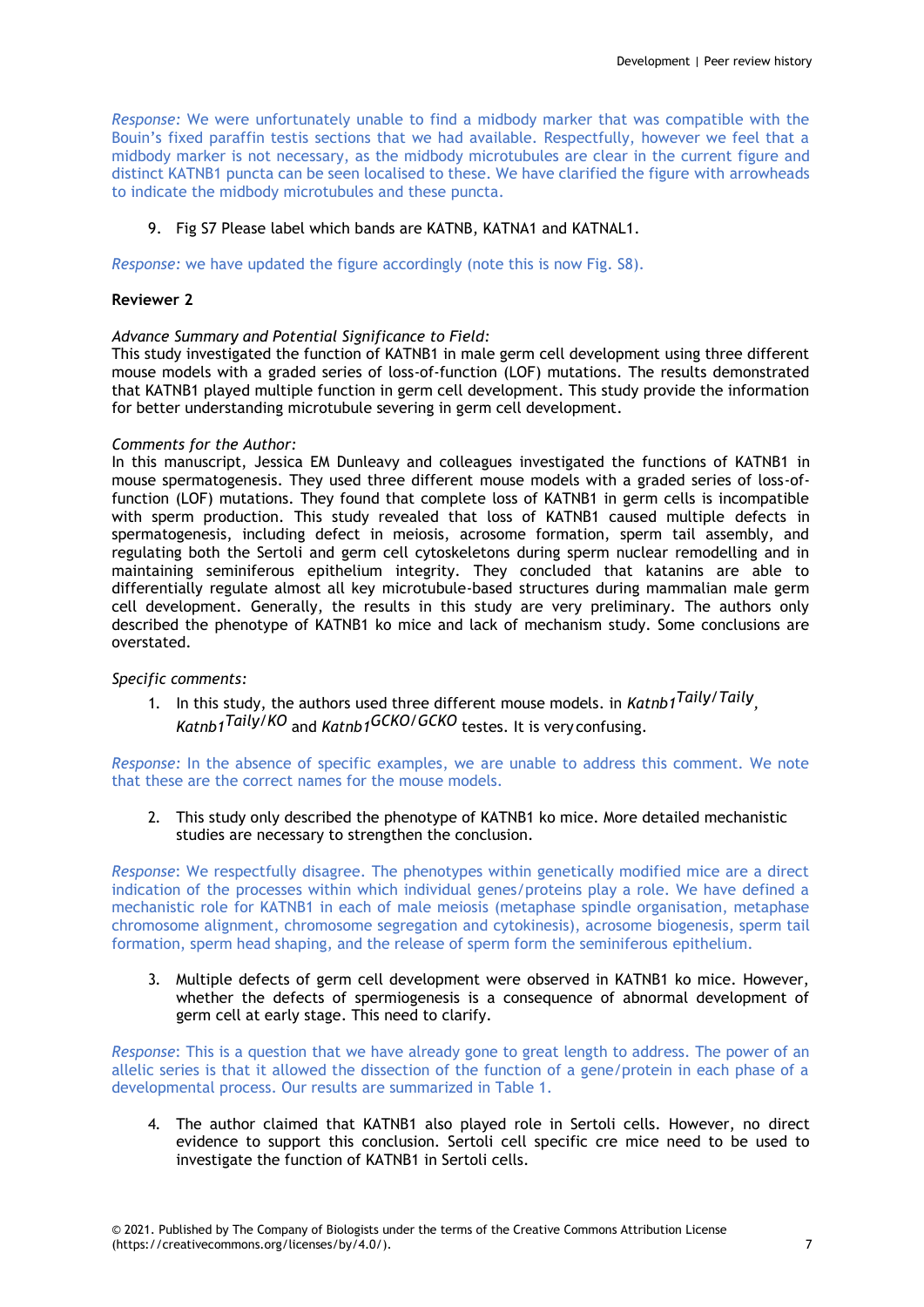*Response:* We were unfortunately unable to find a midbody marker that was compatible with the Bouin's fixed paraffin testis sections that we had available. Respectfully, however we feel that a midbody marker is not necessary, as the midbody microtubules are clear in the current figure and distinct KATNB1 puncta can be seen localised to these. We have clarified the figure with arrowheads to indicate the midbody microtubules and these puncta.

9. Fig S7 Please label which bands are KATNB, KATNA1 and KATNAL1.

*Response*: we have updated the figure accordingly (note this is now Fig. S8).

**Reviewer 2**

*Advance Summary and Potential Significance to Field:*

This study investigated the function of KATNB1 in male germ cell development using three different mouse models with a graded series of loss-of-function (LOF) mutations. The results demonstrated that KATNB1 played multiple function in germ cell development. This study provide the information for better understanding microtubule severing in germ cell development.

*Comments for the Author:*

In this manuscript, Jessica EM Dunleavy and colleagues investigated the functions of KATNB1 in mouse spermatogenesis. They used three different mouse models with a graded series of loss-of-function (LOF) mutations. They found that complete loss of KATNB1 in germ cells is incompatible with sperm production. This study revealed that loss of KATNB1 caused multiple defects in spermatogenesis, including defect in meiosis, acrosome formation, sperm tail assembly, and regulating both the Sertoli and germ cell cytoskeletons during sperm nuclear remodelling and in maintaining seminiferous epithelium integrity. They concluded that katanins are able to differentially regulate almost all key microtubule-based structures during mammalian male germ cell development. Generally, the results in this study are very preliminary. The authors only described the phenotype of KATNB1 ko mice and lack of mechanism study. Some conclusions are overstated.

*Specific comments:*

1. In this study, the authors used three different mouse models. in *Katnb1*$^{Taily/Taily}$, *Katnb1*$^{Taily/KO}$ and *Katnb1*$^{GCKO/GCKO}$ testes. It is very confusing.

*Response*: In the absence of specific examples, we are unable to address this comment. We note that these are the correct names for the mouse models.

2. This study only described the phenotype of KATNB1 ko mice. More detailed mechanistic studies are necessary to strengthen the conclusion.

*Response*: We respectfully disagree. The phenotypes within genetically modified mice are a direct indication of the processes within which individual genes/proteins play a role. We have defined a mechanistic role for KATNB1 in each of male meiosis (metaphase spindle organisation, metaphase chromosome alignment, chromosome segregation and cytokinesis), acrosome biogenesis, sperm tail formation, sperm head shaping, and the release of sperm form the seminiferous epithelium.

3. Multiple defects of germ cell development were observed in KATNB1 ko mice. However, whether the defects of spermiogenesis is a consequence of abnormal development of germ cell at early stage. This need to clarify.

*Response*: This is a question that we have already gone to great length to address. The power of an allelic series is that it allowed the dissection of the function of a gene/protein in each phase of a developmental process. Our results are summarized in Table 1.

4. The author claimed that KATNB1 also played role in Sertoli cells. However, no direct evidence to support this conclusion. Sertoli cell specific cre mice need to be used to investigate the function of KATNB1 in Sertoli cells.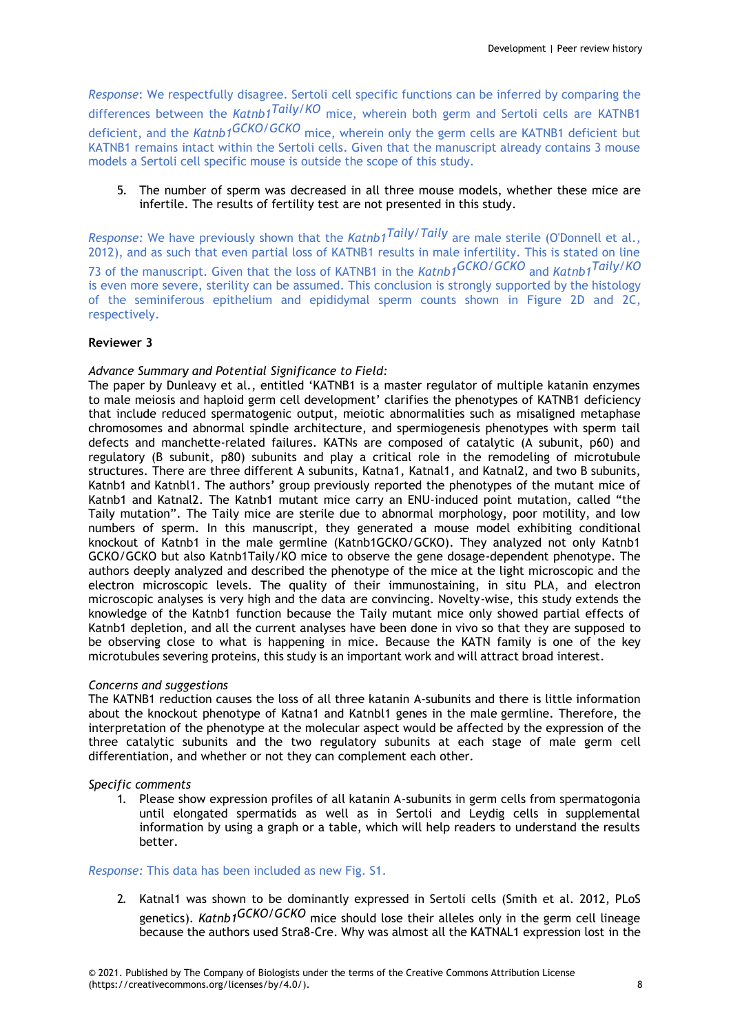*Response*: We respectfully disagree. Sertoli cell specific functions can be inferred by comparing the differences between the *Katnb1*$^{Taily/KO}$ mice, wherein both germ and Sertoli cells are KATNB1 deficient, and the *Katnb1*$^{GCKO/GCKO}$ mice, wherein only the germ cells are KATNB1 deficient but KATNB1 remains intact within the Sertoli cells. Given that the manuscript already contains 3 mouse models a Sertoli cell specific mouse is outside the scope of this study.

5. The number of sperm was decreased in all three mouse models, whether these mice are infertile. The results of fertility test are not presented in this study.

*Response*: We have previously shown that the *Katnb1*$^{Taily/Taily}$ are male sterile (O'Donnell et al., 2012), and as such that even partial loss of KATNB1 results in male infertility. This is stated on line 73 of the manuscript. Given that the loss of KATNB1 in the *Katnb1*$^{GCKO/GCKO}$ and *Katnb1*$^{Taily/KO}$ is even more severe, sterility can be assumed. This conclusion is strongly supported by the histology of the seminiferous epithelium and epididymal sperm counts shown in Figure 2D and 2C, respectively.

**Reviewer 3**

*Advance Summary and Potential Significance to Field:*

The paper by Dunleavy et al., entitled 'KATNB1 is a master regulator of multiple katanin enzymes to male meiosis and haploid germ cell development' clarifies the phenotypes of KATNB1 deficiency that include reduced spermatogenic output, meiotic abnormalities such as misaligned metaphase chromosomes and abnormal spindle architecture, and spermiogenesis phenotypes with sperm tail defects and manchette-related failures. KATNs are composed of catalytic (A subunit, p60) and regulatory (B subunit, p80) subunits and play a critical role in the remodeling of microtubule structures. There are three different A subunits, Katna1, Katnal1, and Katnal2, and two B subunits, Katnb1 and Katnbl1. The authors' group previously reported the phenotypes of the mutant mice of Katnb1 and Katnal2. The Katnb1 mutant mice carry an ENU-induced point mutation, called "the Taily mutation". The Taily mice are sterile due to abnormal morphology, poor motility, and low numbers of sperm. In this manuscript, they generated a mouse model exhibiting conditional knockout of Katnb1 in the male germline (Katnb1GCKO/GCKO). They analyzed not only Katnb1 GCKO/GCKO but also Katnb1Taily/KO mice to observe the gene dosage-dependent phenotype. The authors deeply analyzed and described the phenotype of the mice at the light microscopic and the electron microscopic levels. The quality of their immunostaining, in situ PLA, and electron microscopic analyses is very high and the data are convincing. Novelty-wise, this study extends the knowledge of the Katnb1 function because the Taily mutant mice only showed partial effects of Katnb1 depletion, and all the current analyses have been done in vivo so that they are supposed to be observing close to what is happening in mice. Because the KATN family is one of the key microtubules severing proteins, this study is an important work and will attract broad interest.

*Concerns and suggestions*

The KATNB1 reduction causes the loss of all three katanin A-subunits and there is little information about the knockout phenotype of Katna1 and Katnbl1 genes in the male germline. Therefore, the interpretation of the phenotype at the molecular aspect would be affected by the expression of the three catalytic subunits and the two regulatory subunits at each stage of male germ cell differentiation, and whether or not they can complement each other.

*Specific comments*

1. Please show expression profiles of all katanin A-subunits in germ cells from spermatogonia until elongated spermatids as well as in Sertoli and Leydig cells in supplemental information by using a graph or a table, which will help readers to understand the results better.

*Response*: This data has been included as new Fig. S1.

2. Katnal1 was shown to be dominantly expressed in Sertoli cells (Smith et al. 2012, PLoS genetics). *Katnb1*$^{GCKO/GCKO}$ mice should lose their alleles only in the germ cell lineage because the authors used Stra8-Cre. Why was almost all the KATNAL1 expression lost in the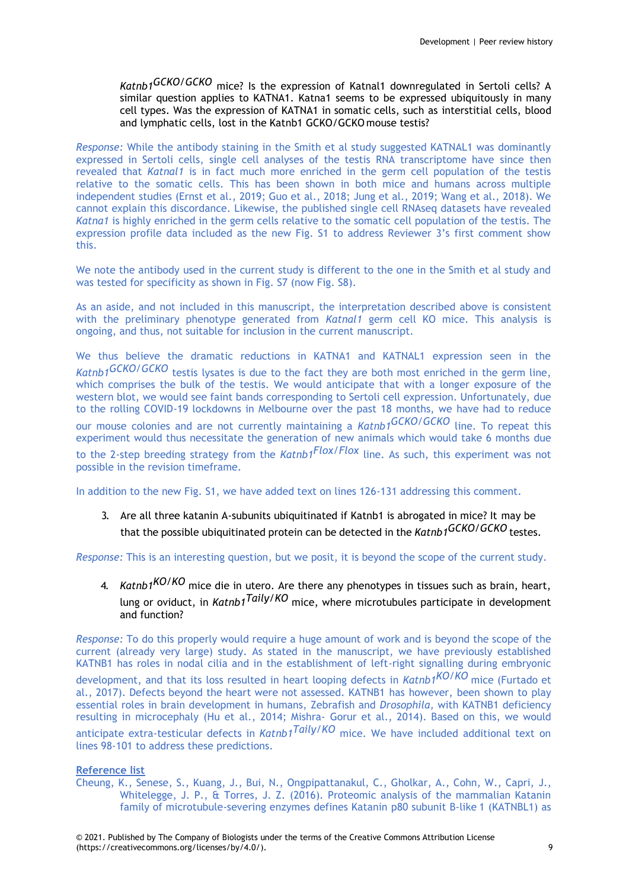*Katnb1*$^{GCKO/GCKO}$ mice? Is the expression of Katnal1 downregulated in Sertoli cells? A similar question applies to KATNA1. Katna1 seems to be expressed ubiquitously in many cell types. Was the expression of KATNA1 in somatic cells, such as interstitial cells, blood and lymphatic cells, lost in the Katnb1 GCKO/GCKO mouse testis?

*Response:* While the antibody staining in the Smith et al study suggested KATNAL1 was dominantly expressed in Sertoli cells, single cell analyses of the testis RNA transcriptome have since then revealed that *Katnal1* is in fact much more enriched in the germ cell population of the testis relative to the somatic cells. This has been shown in both mice and humans across multiple independent studies (Ernst et al., 2019; Guo et al., 2018; Jung et al., 2019; Wang et al., 2018). We cannot explain this discordance. Likewise, the published single cell RNAseq datasets have revealed *Katna1* is highly enriched in the germ cells relative to the somatic cell population of the testis. The expression profile data included as the new Fig. S1 to address Reviewer 3's first comment show this.

We note the antibody used in the current study is different to the one in the Smith et al study and was tested for specificity as shown in Fig. S7 (now Fig. S8).

As an aside, and not included in this manuscript, the interpretation described above is consistent with the preliminary phenotype generated from *Katnal1* germ cell KO mice. This analysis is ongoing, and thus, not suitable for inclusion in the current manuscript.

We thus believe the dramatic reductions in KATNA1 and KATNAL1 expression seen in the *Katnb1*$^{GCKO/GCKO}$ testis lysates is due to the fact they are both most enriched in the germ line, which comprises the bulk of the testis. We would anticipate that with a longer exposure of the western blot, we would see faint bands corresponding to Sertoli cell expression. Unfortunately, due to the rolling COVID-19 lockdowns in Melbourne over the past 18 months, we have had to reduce our mouse colonies and are not currently maintaining a *Katnb1*$^{GCKO/GCKO}$ line. To repeat this experiment would thus necessitate the generation of new animals which would take 6 months due to the 2-step breeding strategy from the *Katnb1*$^{Flox/Flox}$ line. As such, this experiment was not possible in the revision timeframe.

In addition to the new Fig. S1, we have added text on lines 126-131 addressing this comment.

3. Are all three katanin A-subunits ubiquitinated if Katnb1 is abrogated in mice? It may be that the possible ubiquitinated protein can be detected in the *Katnb1*$^{GCKO/GCKO}$ testes.

*Response:* This is an interesting question, but we posit, it is beyond the scope of the current study.

4. *Katnb1*$^{KO/KO}$ mice die in utero. Are there any phenotypes in tissues such as brain, heart, lung or oviduct, in *Katnb1*$^{Taily/KO}$ mice, where microtubules participate in development and function?

*Response:* To do this properly would require a huge amount of work and is beyond the scope of the current (already very large) study. As stated in the manuscript, we have previously established KATNB1 has roles in nodal cilia and in the establishment of left-right signalling during embryonic development, and that its loss resulted in heart looping defects in *Katnb1*$^{KO/KO}$ mice (Furtado et al., 2017). Defects beyond the heart were not assessed. KATNB1 has however, been shown to play essential roles in brain development in humans, Zebrafish and *Drosophila*, with KATNB1 deficiency resulting in microcephaly (Hu et al., 2014; Mishra- Gorur et al., 2014). Based on this, we would anticipate extra-testicular defects in *Katnb1*$^{Taily/KO}$ mice. We have included additional text on lines 98-101 to address these predictions.

**Reference list**

Cheung, K., Senese, S., Kuang, J., Bui, N., Ongpipattanakul, C., Gholkar, A., Cohn, W., Capri, J., Whitelegge, J. P., & Torres, J. Z. (2016). Proteomic analysis of the mammalian Katanin family of microtubule-severing enzymes defines Katanin p80 subunit B-like 1 (KATNBL1) as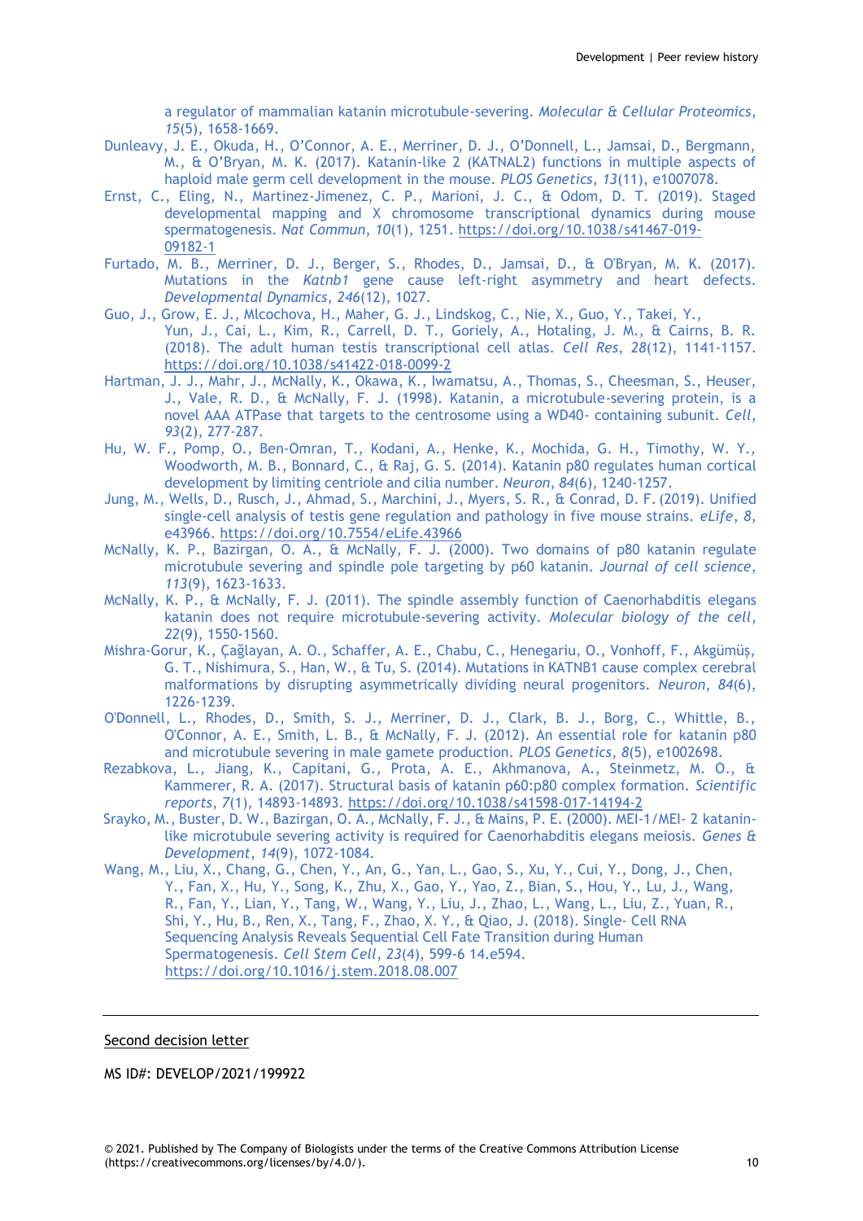a regulator of mammalian katanin microtubule-severing. *Molecular & Cellular Proteomics*, *15*(5), 1658-1669.

Dunleavy, J. E., Okuda, H., O'Connor, A. E., Merriner, D. J., O'Donnell, L., Jamsai, D., Bergmann, M., & O'Bryan, M. K. (2017). Katanin-like 2 (KATNAL2) functions in multiple aspects of haploid male germ cell development in the mouse. *PLOS Genetics*, *13*(11), e1007078.

Ernst, C., Eling, N., Martinez-Jimenez, C. P., Marioni, J. C., & Odom, D. T. (2019). Staged developmental mapping and X chromosome transcriptional dynamics during mouse spermatogenesis. *Nat Commun*, *10*(1), 1251. https://doi.org/10.1038/s41467-019-09182-1

Furtado, M. B., Merriner, D. J., Berger, S., Rhodes, D., Jamsai, D., & O'Bryan, M. K. (2017). Mutations in the *Katnb1* gene cause left-right asymmetry and heart defects. *Developmental Dynamics*, *246*(12), 1027.

Guo, J., Grow, E. J., Mlcochova, H., Maher, G. J., Lindskog, C., Nie, X., Guo, Y., Takei, Y., Yun, J., Cai, L., Kim, R., Carrell, D. T., Goriely, A., Hotaling, J. M., & Cairns, B. R. (2018). The adult human testis transcriptional cell atlas. *Cell Res*, *28*(12), 1141-1157. https://doi.org/10.1038/s41422-018-0099-2

Hartman, J. J., Mahr, J., McNally, K., Okawa, K., Iwamatsu, A., Thomas, S., Cheesman, S., Heuser, J., Vale, R. D., & McNally, F. J. (1998). Katanin, a microtubule-severing protein, is a novel AAA ATPase that targets to the centrosome using a WD40- containing subunit. *Cell*, *93*(2), 277-287.

Hu, W. F., Pomp, O., Ben-Omran, T., Kodani, A., Henke, K., Mochida, G. H., Timothy, W. Y., Woodworth, M. B., Bonnard, C., & Raj, G. S. (2014). Katanin p80 regulates human cortical development by limiting centriole and cilia number. *Neuron*, *84*(6), 1240-1257.

Jung, M., Wells, D., Rusch, J., Ahmad, S., Marchini, J., Myers, S. R., & Conrad, D. F. (2019). Unified single-cell analysis of testis gene regulation and pathology in five mouse strains. *eLife*, *8*, e43966. https://doi.org/10.7554/eLife.43966

McNally, K. P., Bazirgan, O. A., & McNally, F. J. (2000). Two domains of p80 katanin regulate microtubule severing and spindle pole targeting by p60 katanin. *Journal of cell science*, *113*(9), 1623-1633.

McNally, K. P., & McNally, F. J. (2011). The spindle assembly function of Caenorhabditis elegans katanin does not require microtubule-severing activity. *Molecular biology of the cell*, *22*(9), 1550-1560.

Mishra-Gorur, K., Çağlayan, A. O., Schaffer, A. E., Chabu, C., Henegariu, O., Vonhoff, F., Akgümüş, G. T., Nishimura, S., Han, W., & Tu, S. (2014). Mutations in KATNB1 cause complex cerebral malformations by disrupting asymmetrically dividing neural progenitors. *Neuron*, *84*(6), 1226-1239.

O'Donnell, L., Rhodes, D., Smith, S. J., Merriner, D. J., Clark, B. J., Borg, C., Whittle, B., O'Connor, A. E., Smith, L. B., & McNally, F. J. (2012). An essential role for katanin p80 and microtubule severing in male gamete production. *PLOS Genetics*, *8*(5), e1002698.

Rezabkova, L., Jiang, K., Capitani, G., Prota, A. E., Akhmanova, A., Steinmetz, M. O., & Kammerer, R. A. (2017). Structural basis of katanin p60:p80 complex formation. *Scientific reports*, *7*(1), 14893-14893. https://doi.org/10.1038/s41598-017-14194-2

Srayko, M., Buster, D. W., Bazirgan, O. A., McNally, F. J., & Mains, P. E. (2000). MEI-1/MEI- 2 katanin-like microtubule severing activity is required for Caenorhabditis elegans meiosis. *Genes & Development*, *14*(9), 1072-1084.

Wang, M., Liu, X., Chang, G., Chen, Y., An, G., Yan, L., Gao, S., Xu, Y., Cui, Y., Dong, J., Chen, Y., Fan, X., Hu, Y., Song, K., Zhu, X., Gao, Y., Yao, Z., Bian, S., Hou, Y., Lu, J., Wang, R., Fan, Y., Lian, Y., Tang, W., Wang, Y., Liu, J., Zhao, L., Wang, L., Liu, Z., Yuan, R., Shi, Y., Hu, B., Ren, X., Tang, F., Zhao, X. Y., & Qiao, J. (2018). Single- Cell RNA Sequencing Analysis Reveals Sequential Cell Fate Transition during Human Spermatogenesis. *Cell Stem Cell*, *23*(4), 599-6 14.e594. https://doi.org/10.1016/j.stem.2018.08.007

---

## Second decision letter

MS ID#: DEVELOP/2021/199922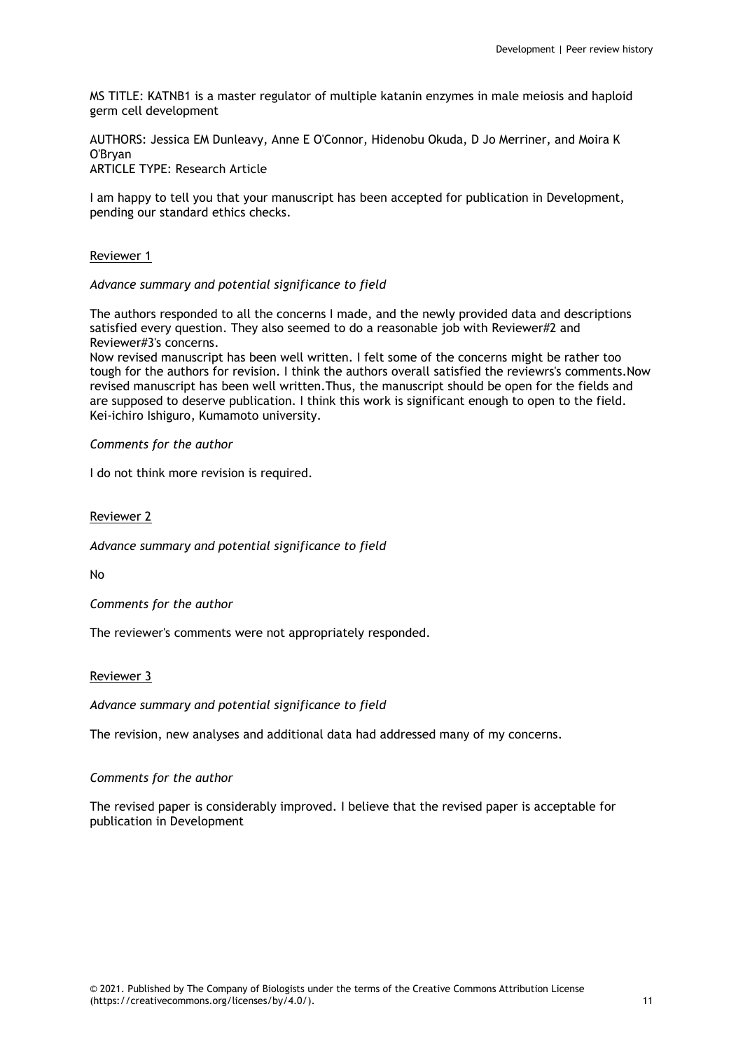MS TITLE: KATNB1 is a master regulator of multiple katanin enzymes in male meiosis and haploid germ cell development

AUTHORS: Jessica EM Dunleavy, Anne E O'Connor, Hidenobu Okuda, D Jo Merriner, and Moira K O'Bryan
ARTICLE TYPE: Research Article

I am happy to tell you that your manuscript has been accepted for publication in Development, pending our standard ethics checks.

Reviewer 1

*Advance summary and potential significance to field*

The authors responded to all the concerns I made, and the newly provided data and descriptions satisfied every question. They also seemed to do a reasonable job with Reviewer#2 and Reviewer#3's concerns.
Now revised manuscript has been well written. I felt some of the concerns might be rather too tough for the authors for revision. I think the authors overall satisfied the reviewrs's comments.Now revised manuscript has been well written.Thus, the manuscript should be open for the fields and are supposed to deserve publication. I think this work is significant enough to open to the field.
Kei-ichiro Ishiguro, Kumamoto university.

*Comments for the author*

I do not think more revision is required.

Reviewer 2

*Advance summary and potential significance to field*

No

*Comments for the author*

The reviewer's comments were not appropriately responded.

Reviewer 3

*Advance summary and potential significance to field*

The revision, new analyses and additional data had addressed many of my concerns.

*Comments for the author*

The revised paper is considerably improved. I believe that the revised paper is acceptable for publication in Development